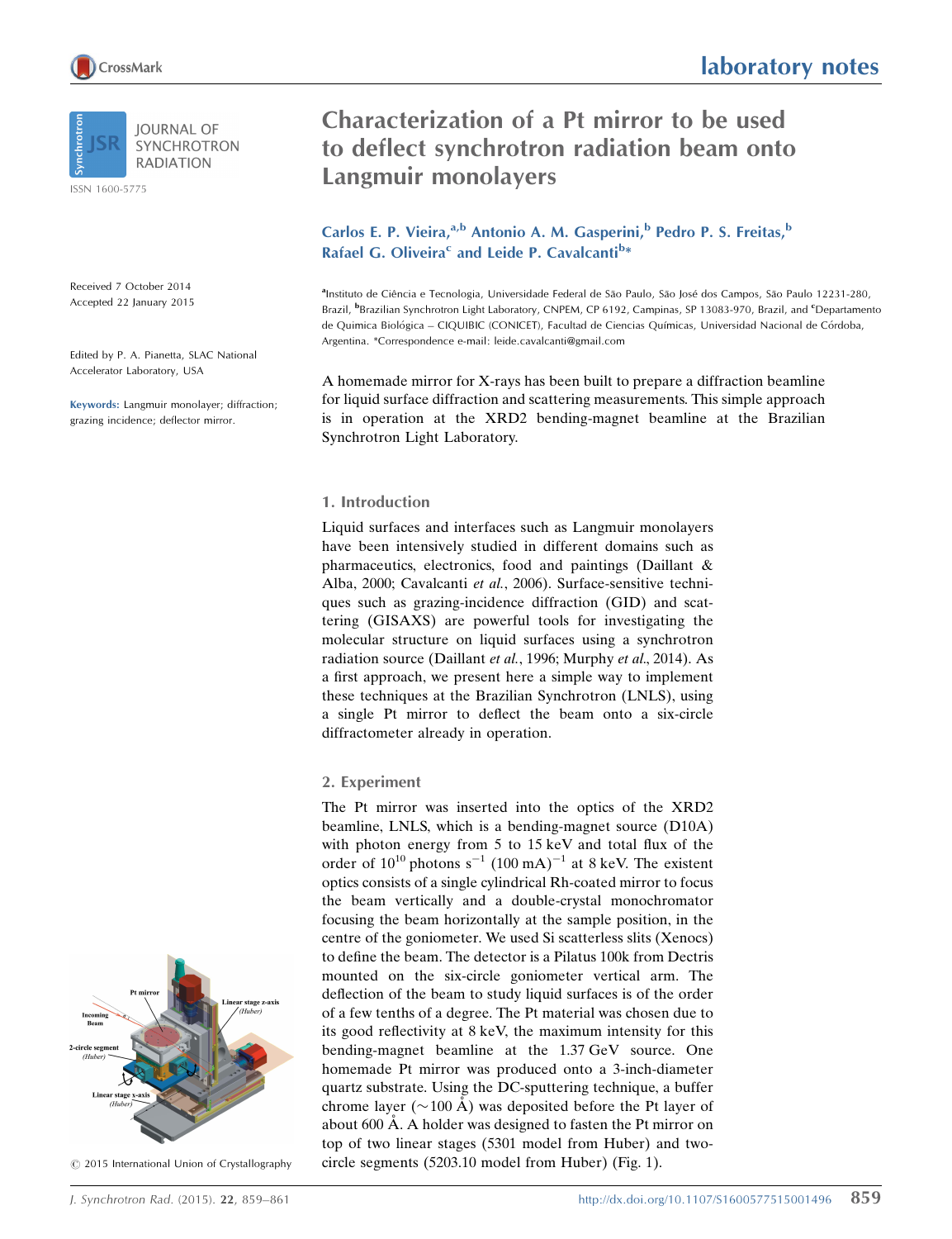# Characterization of a Pt mirror to be used to deflect synchrotron radiation beam onto Langmuir monolayers

**Carlos E. P. Vieira,[a,b] Antonio A. M. Gasperini,[b] Pedro P. S. Freitas,[b] Rafael G. Oliveira[c] and Leide P. Cavalcanti[b]***

[a]Instituto de Ciência e Tecnologia, Universidade Federal de São Paulo, São José dos Campos, São Paulo 12231-280, Brazil, [b]Brazilian Synchrotron Light Laboratory, CNPEM, CP 6192, Campinas, SP 13083-970, Brazil, and [c]Departamento de Quimica Biológica – CIQUIBIC (CONICET), Facultad de Ciencias Químicas, Universidad Nacional de Córdoba, Argentina. *Correspondence e-mail: leide.cavalcanti@gmail.com

Received 7 October 2014
Accepted 22 January 2015

Edited by P. A. Pianetta, SLAC National Accelerator Laboratory, USA

**Keywords:** Langmuir monolayer; diffraction; grazing incidence; deflector mirror.

A homemade mirror for X-rays has been built to prepare a diffraction beamline for liquid surface diffraction and scattering measurements. This simple approach is in operation at the XRD2 bending-magnet beamline at the Brazilian Synchrotron Light Laboratory.

## 1. Introduction

Liquid surfaces and interfaces such as Langmuir monolayers have been intensively studied in different domains such as pharmaceutics, electronics, food and paintings (Daillant & Alba, 2000; Cavalcanti *et al.*, 2006). Surface-sensitive techniques such as grazing-incidence diffraction (GID) and scattering (GISAXS) are powerful tools for investigating the molecular structure on liquid surfaces using a synchrotron radiation source (Daillant *et al.*, 1996; Murphy *et al.*, 2014). As a first approach, we present here a simple way to implement these techniques at the Brazilian Synchrotron (LNLS), using a single Pt mirror to deflect the beam onto a six-circle diffractometer already in operation.

## 2. Experiment

The Pt mirror was inserted into the optics of the XRD2 beamline, LNLS, which is a bending-magnet source (D10A) with photon energy from 5 to 15 keV and total flux of the order of $10^{10}$ photons $s^{-1}$ $(100\ mA)^{-1}$ at 8 keV. The existent optics consists of a single cylindrical Rh-coated mirror to focus the beam vertically and a double-crystal monochromator focusing the beam horizontally at the sample position, in the centre of the goniometer. We used Si scatterless slits (Xenocs) to define the beam. The detector is a Pilatus 100k from Dectris mounted on the six-circle goniometer vertical arm. The deflection of the beam to study liquid surfaces is of the order of a few tenths of a degree. The Pt material was chosen due to its good reflectivity at 8 keV, the maximum intensity for this bending-magnet beamline at the 1.37 GeV source. One homemade Pt mirror was produced onto a 3-inch-diameter quartz substrate. Using the DC-sputtering technique, a buffer chrome layer (~100 Å) was deposited before the Pt layer of about 600 Å. A holder was designed to fasten the Pt mirror on top of two linear stages (5301 model from Huber) and two-circle segments (5203.10 model from Huber) (Fig. 1).

© 2015 International Union of Crystallography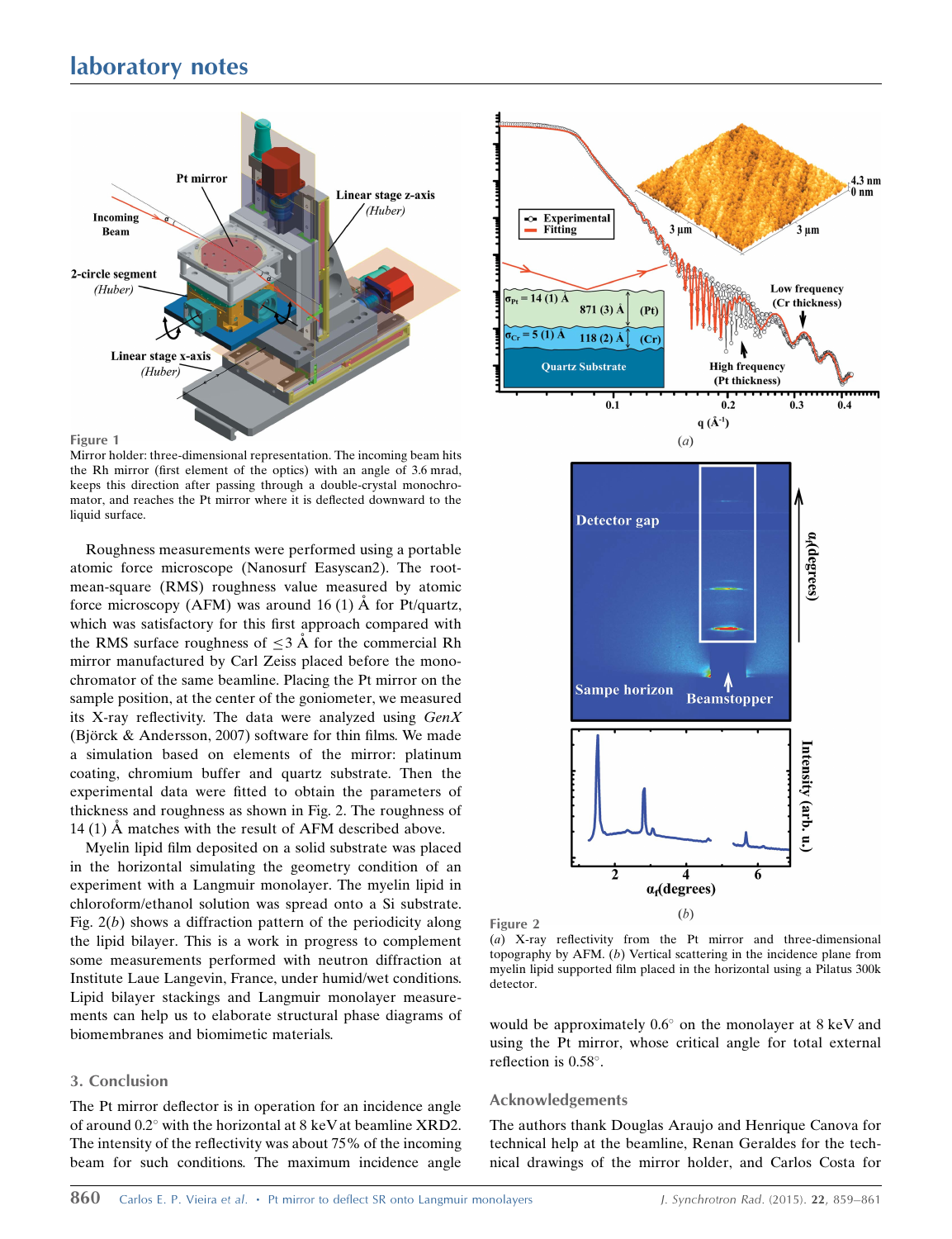Figure 1

Mirror holder: three-dimensional representation. The incoming beam hits the Rh mirror (first element of the optics) with an angle of 3.6 mrad, keeps this direction after passing through a double-crystal monochromator, and reaches the Pt mirror where it is deflected downward to the liquid surface.

Roughness measurements were performed using a portable atomic force microscope (Nanosurf Easyscan2). The root-mean-square (RMS) roughness value measured by atomic force microscopy (AFM) was around 16 (1) Å for Pt/quartz, which was satisfactory for this first approach compared with the RMS surface roughness of ≤3 Å for the commercial Rh mirror manufactured by Carl Zeiss placed before the monochromator of the same beamline. Placing the Pt mirror on the sample position, at the center of the goniometer, we measured its X-ray reflectivity. The data were analyzed using *GenX* (Björck & Andersson, 2007) software for thin films. We made a simulation based on elements of the mirror: platinum coating, chromium buffer and quartz substrate. Then the experimental data were fitted to obtain the parameters of thickness and roughness as shown in Fig. 2. The roughness of 14 (1) Å matches with the result of AFM described above.

Myelin lipid film deposited on a solid substrate was placed in the horizontal simulating the geometry condition of an experiment with a Langmuir monolayer. The myelin lipid in chloroform/ethanol solution was spread onto a Si substrate. Fig. 2(*b*) shows a diffraction pattern of the periodicity along the lipid bilayer. This is a work in progress to complement some measurements performed with neutron diffraction at Institute Laue Langevin, France, under humid/wet conditions. Lipid bilayer stackings and Langmuir monolayer measurements can help us to elaborate structural phase diagrams of biomembranes and biomimetic materials.

Figure 2

(*a*) X-ray reflectivity from the Pt mirror and three-dimensional topography by AFM. (*b*) Vertical scattering in the incidence plane from myelin lipid supported film placed in the horizontal using a Pilatus 300k detector.

## 3. Conclusion

The Pt mirror deflector is in operation for an incidence angle of around 0.2° with the horizontal at 8 keV at beamline XRD2. The intensity of the reflectivity was about 75% of the incoming beam for such conditions. The maximum incidence angle would be approximately 0.6° on the monolayer at 8 keV and using the Pt mirror, whose critical angle for total external reflection is 0.58°.

## Acknowledgements

The authors thank Douglas Araujo and Henrique Canova for technical help at the beamline, Renan Geraldes for the technical drawings of the mirror holder, and Carlos Costa for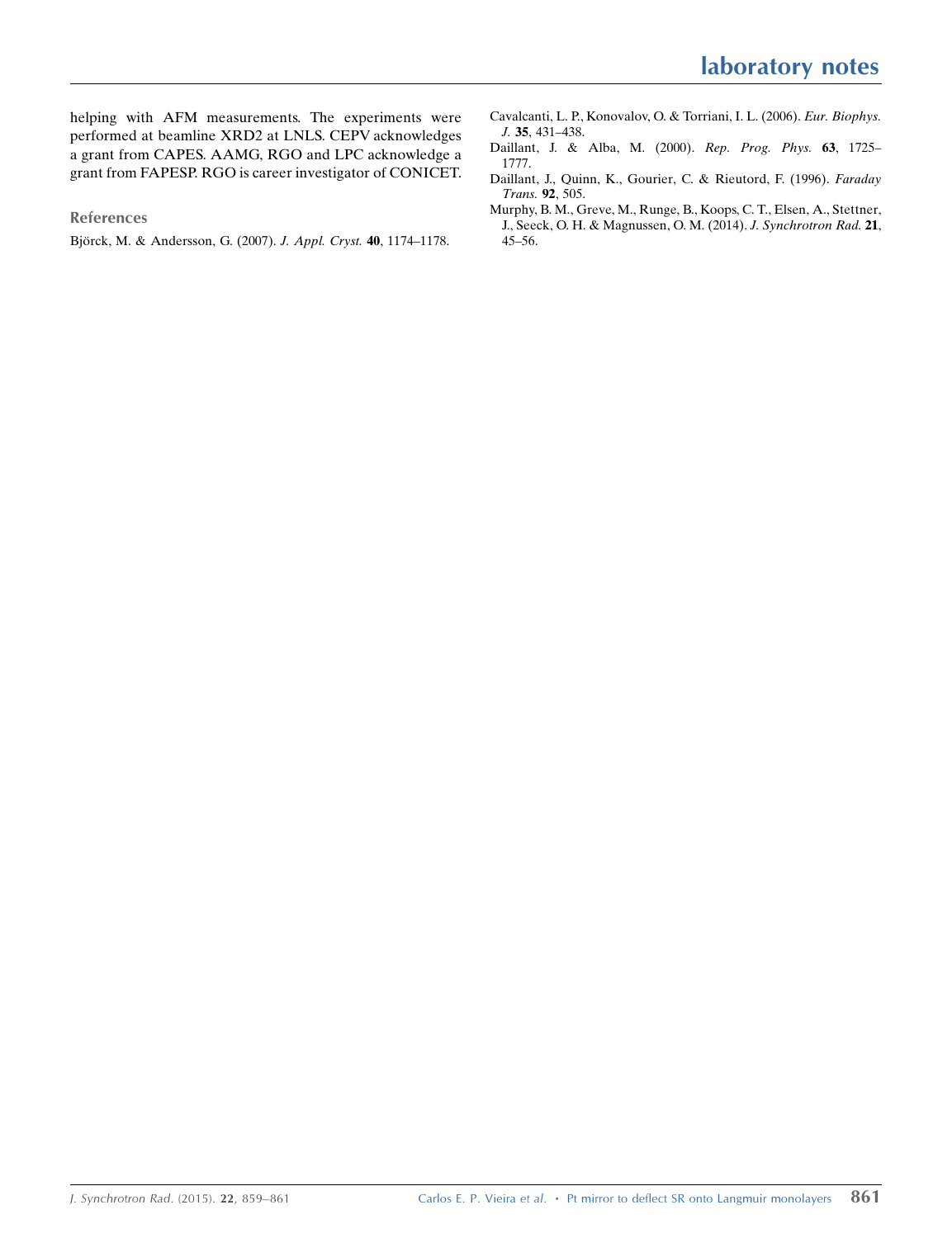helping with AFM measurements. The experiments were performed at beamline XRD2 at LNLS. CEPV acknowledges a grant from CAPES. AAMG, RGO and LPC acknowledge a grant from FAPESP. RGO is career investigator of CONICET.

## References

Björck, M. & Andersson, G. (2007). *J. Appl. Cryst.* **40**, 1174–1178.

Cavalcanti, L. P., Konovalov, O. & Torriani, I. L. (2006). *Eur. Biophys. J.* **35**, 431–438.

Daillant, J. & Alba, M. (2000). *Rep. Prog. Phys.* **63**, 1725–1777.

Daillant, J., Quinn, K., Gourier, C. & Rieutord, F. (1996). *Faraday Trans.* **92**, 505.

Murphy, B. M., Greve, M., Runge, B., Koops, C. T., Elsen, A., Stettner, J., Seeck, O. H. & Magnussen, O. M. (2014). *J. Synchrotron Rad.* **21**, 45–56.